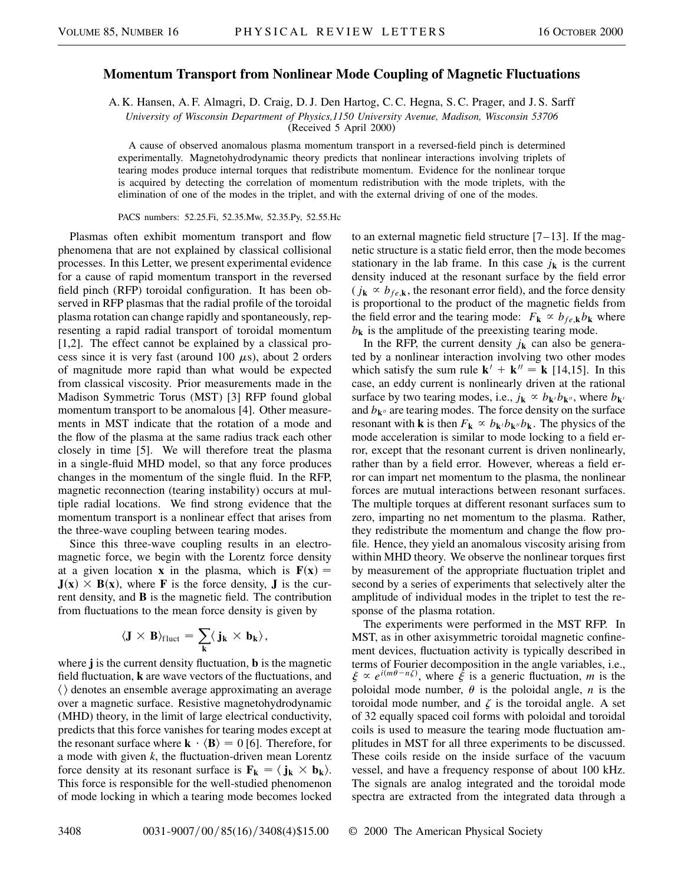# Momentum Transport from Nonlinear Mode Coupling of Magnetic Fluctuations

A. K. Hansen, A. F. Almagri, D. Craig, D. J. Den Hartog, C. C. Hegna, S. C. Prager, and J. S. Sarff

*University of Wisconsin Department of Physics, 1150 University Avenue, Madison, Wisconsin 53706*

(Received 5 April 2000)

A cause of observed anomalous plasma momentum transport in a reversed-field pinch is determined experimentally. Magnetohydrodynamic theory predicts that nonlinear interactions involving triplets of tearing modes produce internal torques that redistribute momentum. Evidence for the nonlinear torque is acquired by detecting the correlation of momentum redistribution with the mode triplets, with the elimination of one of the modes in the triplet, and with the external driving of one of the modes.

PACS numbers: 52.25.Fi, 52.35.Mw, 52.35.Py, 52.55.Hc

Plasmas often exhibit momentum transport and flow phenomena that are not explained by classical collisional processes. In this Letter, we present experimental evidence for a cause of rapid momentum transport in the reversed field pinch (RFP) toroidal configuration. It has been observed in RFP plasmas that the radial profile of the toroidal plasma rotation can change rapidly and spontaneously, representing a rapid radial transport of toroidal momentum [1,2]. The effect cannot be explained by a classical process since it is very fast (around 100 $\mu$s), about 2 orders of magnitude more rapid than what would be expected from classical viscosity. Prior measurements made in the Madison Symmetric Torus (MST) [3] RFP found global momentum transport to be anomalous [4]. Other measurements in MST indicate that the rotation of a mode and the flow of the plasma at the same radius track each other closely in time [5]. We will therefore treat the plasma in a single-fluid MHD model, so that any force produces changes in the momentum of the single fluid. In the RFP, magnetic reconnection (tearing instability) occurs at multiple radial locations. We find strong evidence that the momentum transport is a nonlinear effect that arises from the three-wave coupling between tearing modes.

Since this three-wave coupling results in an electromagnetic force, we begin with the Lorentz force density at a given location $\mathbf{x}$ in the plasma, which is $\mathbf{F}(\mathbf{x}) = \mathbf{J}(\mathbf{x}) \times \mathbf{B}(\mathbf{x})$, where $\mathbf{F}$ is the force density, $\mathbf{J}$ is the current density, and $\mathbf{B}$ is the magnetic field. The contribution from fluctuations to the mean force density is given by

$$\langle \mathbf{J} \times \mathbf{B} \rangle_{\text{fluct}} = \sum_{\mathbf{k}} \langle \mathbf{j}_{\mathbf{k}} \times \mathbf{b}_{\mathbf{k}} \rangle,$$

where $\mathbf{j}$ is the current density fluctuation, $\mathbf{b}$ is the magnetic field fluctuation, $\mathbf{k}$ are wave vectors of the fluctuations, and $\langle\,\rangle$ denotes an ensemble average approximating an average over a magnetic surface. Resistive magnetohydrodynamic (MHD) theory, in the limit of large electrical conductivity, predicts that this force vanishes for tearing modes except at the resonant surface where $\mathbf{k} \cdot \langle \mathbf{B} \rangle = 0$ [6]. Therefore, for a mode with given $k$, the fluctuation-driven mean Lorentz force density at its resonant surface is $\mathbf{F}_{\mathbf{k}} = \langle \mathbf{j}_{\mathbf{k}} \times \mathbf{b}_{\mathbf{k}} \rangle$. This force is responsible for the well-studied phenomenon of mode locking in which a tearing mode becomes locked to an external magnetic field structure [7–13]. If the magnetic structure is a static field error, then the mode becomes stationary in the lab frame. In this case $j_{\mathbf{k}}$ is the current density induced at the resonant surface by the field error ($j_{\mathbf{k}} \propto b_{fe,\mathbf{k}}$, the resonant error field), and the force density is proportional to the product of the magnetic fields from the field error and the tearing mode: $F_{\mathbf{k}} \propto b_{fe,\mathbf{k}} b_{\mathbf{k}}$ where $b_{\mathbf{k}}$ is the amplitude of the preexisting tearing mode.

In the RFP, the current density $j_{\mathbf{k}}$ can also be generated by a nonlinear interaction involving two other modes which satisfy the sum rule $\mathbf{k}' + \mathbf{k}'' = \mathbf{k}$ [14,15]. In this case, an eddy current is nonlinearly driven at the rational surface by two tearing modes, i.e., $j_{\mathbf{k}} \propto b_{\mathbf{k}'} b_{\mathbf{k}''}$, where $b_{\mathbf{k}'}$ and $b_{\mathbf{k}''}$ are tearing modes. The force density on the surface resonant with $\mathbf{k}$ is then $F_{\mathbf{k}} \propto b_{\mathbf{k}'} b_{\mathbf{k}''} b_{\mathbf{k}}$. The physics of the mode acceleration is similar to mode locking to a field error, except that the resonant current is driven nonlinearly, rather than by a field error. However, whereas a field error can impart net momentum to the plasma, the nonlinear forces are mutual interactions between resonant surfaces. The multiple torques at different resonant surfaces sum to zero, imparting no net momentum to the plasma. Rather, they redistribute the momentum and change the flow profile. Hence, they yield an anomalous viscosity arising from within MHD theory. We observe the nonlinear torques first by measurement of the appropriate fluctuation triplet and second by a series of experiments that selectively alter the amplitude of individual modes in the triplet to test the response of the plasma rotation.

The experiments were performed in the MST RFP. In MST, as in other axisymmetric toroidal magnetic confinement devices, fluctuation activity is typically described in terms of Fourier decomposition in the angle variables, i.e., $\xi \propto e^{i(m\theta - n\zeta)}$, where $\xi$ is a generic fluctuation, $m$ is the poloidal mode number, $\theta$ is the poloidal angle, $n$ is the toroidal mode number, and $\zeta$ is the toroidal angle. A set of 32 equally spaced coil forms with poloidal and toroidal coils is used to measure the tearing mode fluctuation amplitudes in MST for all three experiments to be discussed. These coils reside on the inside surface of the vacuum vessel, and have a frequency response of about 100 kHz. The signals are analog integrated and the toroidal mode spectra are extracted from the integrated data through a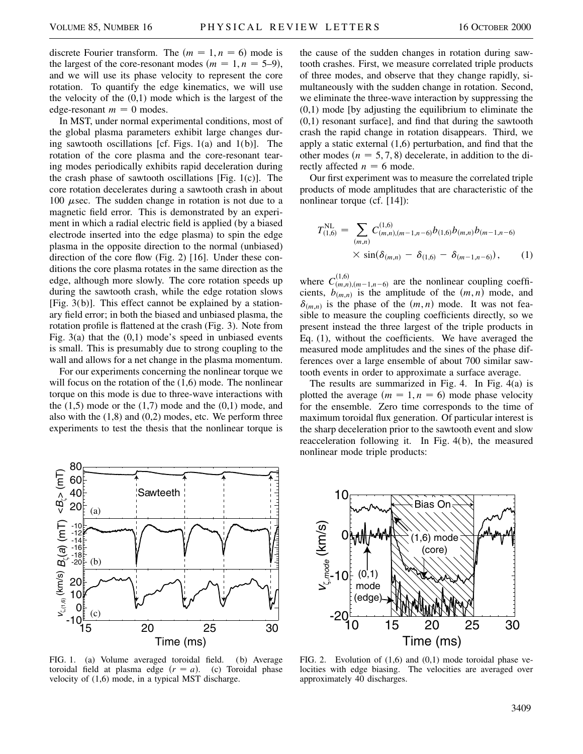discrete Fourier transform. The $(m = 1, n = 6)$ mode is the largest of the core-resonant modes $(m = 1, n = 5\text{–}9)$, and we will use its phase velocity to represent the core rotation. To quantify the edge kinematics, we will use the velocity of the (0,1) mode which is the largest of the edge-resonant $m = 0$ modes.

In MST, under normal experimental conditions, most of the global plasma parameters exhibit large changes during sawtooth oscillations [cf. Figs. 1(a) and 1(b)]. The rotation of the core plasma and the core-resonant tearing modes periodically exhibits rapid deceleration during the crash phase of sawtooth oscillations [Fig. 1(c)]. The core rotation decelerates during a sawtooth crash in about 100 $\mu$sec. The sudden change in rotation is not due to a magnetic field error. This is demonstrated by an experiment in which a radial electric field is applied (by a biased electrode inserted into the edge plasma) to spin the edge plasma in the opposite direction to the normal (unbiased) direction of the core flow (Fig. 2) [16]. Under these conditions the core plasma rotates in the same direction as the edge, although more slowly. The core rotation speeds up during the sawtooth crash, while the edge rotation slows [Fig. 3(b)]. This effect cannot be explained by a stationary field error; in both the biased and unbiased plasma, the rotation profile is flattened at the crash (Fig. 3). Note from Fig. 3(a) that the (0,1) mode's speed in unbiased events is small. This is presumably due to strong coupling to the wall and allows for a net change in the plasma momentum.

For our experiments concerning the nonlinear torque we will focus on the rotation of the (1,6) mode. The nonlinear torque on this mode is due to three-wave interactions with the (1,5) mode or the (1,7) mode and the (0,1) mode, and also with the (1,8) and (0,2) modes, etc. We perform three experiments to test the thesis that the nonlinear torque is the cause of the sudden changes in rotation during sawtooth crashes. First, we measure correlated triple products of three modes, and observe that they change rapidly, simultaneously with the sudden change in rotation. Second, we eliminate the three-wave interaction by suppressing the (0,1) mode [by adjusting the equilibrium to eliminate the (0,1) resonant surface], and find that during the sawtooth crash the rapid change in rotation disappears. Third, we apply a static external (1,6) perturbation, and find that the other modes $(n = 5, 7, 8)$ decelerate, in addition to the directly affected $n = 6$ mode.

Our first experiment was to measure the correlated triple products of mode amplitudes that are characteristic of the nonlinear torque (cf. [14]):

$$T^{\mathrm{NL}}_{(1,6)} = \sum_{(m,n)} C^{(1,6)}_{(m,n),(m-1,n-6)} b_{(1,6)} b_{(m,n)} b_{(m-1,n-6)} \times \sin(\delta_{(m,n)} - \delta_{(1,6)} - \delta_{(m-1,n-6)}), \qquad (1)$$

where $C^{(1,6)}_{(m,n),(m-1,n-6)}$ are the nonlinear coupling coefficients, $b_{(m,n)}$ is the amplitude of the $(m,n)$ mode, and $\delta_{(m,n)}$ is the phase of the $(m,n)$ mode. It was not feasible to measure the coupling coefficients directly, so we present instead the three largest of the triple products in Eq. (1), without the coefficients. We have averaged the measured mode amplitudes and the sines of the phase differences over a large ensemble of about 700 similar sawtooth events in order to approximate a surface average.

The results are summarized in Fig. 4. In Fig. 4(a) is plotted the average $(m = 1, n = 6)$ mode phase velocity for the ensemble. Zero time corresponds to the time of maximum toroidal flux generation. Of particular interest is the sharp deceleration prior to the sawtooth event and slow reacceleration following it. In Fig. 4(b), the measured nonlinear mode triple products:

FIG. 1. (a) Volume averaged toroidal field. (b) Average toroidal field at plasma edge $(r = a)$. (c) Toroidal phase velocity of (1,6) mode, in a typical MST discharge.

FIG. 2. Evolution of (1,6) and (0,1) mode toroidal phase velocities with edge biasing. The velocities are averaged over approximately 40 discharges.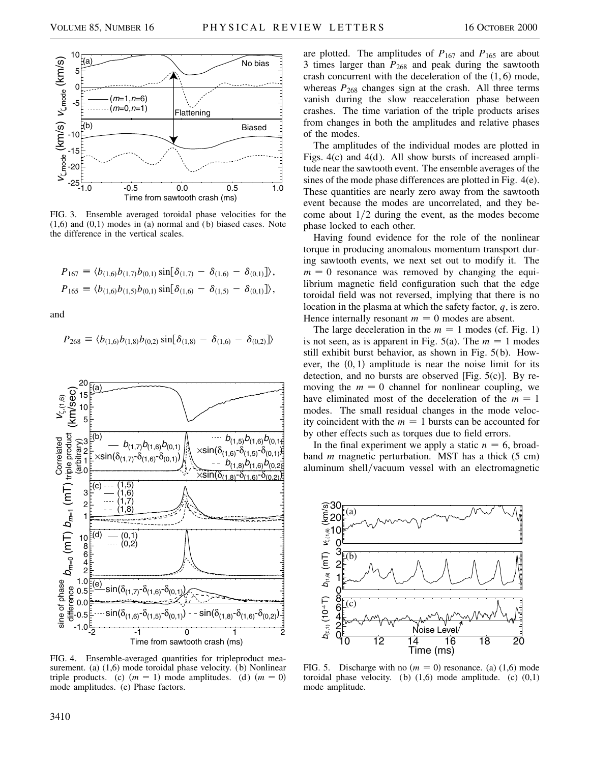FIG. 3. Ensemble averaged toroidal phase velocities for the (1,6) and (0,1) modes in (a) normal and (b) biased cases. Note the difference in the vertical scales.

$$P_{167} \equiv \langle b_{(1,6)} b_{(1,7)} b_{(0,1)} \sin[\delta_{(1,7)} - \delta_{(1,6)} - \delta_{(0,1)}] \rangle,$$

$$P_{165} \equiv \langle b_{(1,6)} b_{(1,5)} b_{(0,1)} \sin[\delta_{(1,6)} - \delta_{(1,5)} - \delta_{(0,1)}] \rangle,$$

and

$$P_{268} \equiv \langle b_{(1,6)} b_{(1,8)} b_{(0,2)} \sin[\delta_{(1,8)} - \delta_{(1,6)} - \delta_{(0,2)}] \rangle$$

FIG. 4. Ensemble-averaged quantities for tripleproduct measurement. (a) (1,6) mode toroidal phase velocity. (b) Nonlinear triple products. (c) ($m = 1$) mode amplitudes. (d) ($m = 0$) mode amplitudes. (e) Phase factors.

are plotted. The amplitudes of $P_{167}$ and $P_{165}$ are about 3 times larger than $P_{268}$ and peak during the sawtooth crash concurrent with the deceleration of the $(1,6)$ mode, whereas $P_{268}$ changes sign at the crash. All three terms vanish during the slow reacceleration phase between crashes. The time variation of the triple products arises from changes in both the amplitudes and relative phases of the modes.

The amplitudes of the individual modes are plotted in Figs. 4(c) and 4(d). All show bursts of increased amplitude near the sawtooth event. The ensemble averages of the sines of the mode phase differences are plotted in Fig. 4(e). These quantities are nearly zero away from the sawtooth event because the modes are uncorrelated, and they become about $1/2$ during the event, as the modes become phase locked to each other.

Having found evidence for the role of the nonlinear torque in producing anomalous momentum transport during sawtooth events, we next set out to modify it. The $m = 0$ resonance was removed by changing the equilibrium magnetic field configuration such that the edge toroidal field was not reversed, implying that there is no location in the plasma at which the safety factor, $q$, is zero. Hence internally resonant $m = 0$ modes are absent.

The large deceleration in the $m = 1$ modes (cf. Fig. 1) is not seen, as is apparent in Fig. 5(a). The $m = 1$ modes still exhibit burst behavior, as shown in Fig. 5(b). However, the $(0,1)$ amplitude is near the noise limit for its detection, and no bursts are observed [Fig. 5(c)]. By removing the $m = 0$ channel for nonlinear coupling, we have eliminated most of the deceleration of the $m = 1$ modes. The small residual changes in the mode velocity coincident with the $m = 1$ bursts can be accounted for by other effects such as torques due to field errors.

In the final experiment we apply a static $n = 6$, broadband $m$ magnetic perturbation. MST has a thick (5 cm) aluminum shell/vacuum vessel with an electromagnetic

FIG. 5. Discharge with no ($m = 0$) resonance. (a) (1,6) mode toroidal phase velocity. (b) (1,6) mode amplitude. (c) (0,1) mode amplitude.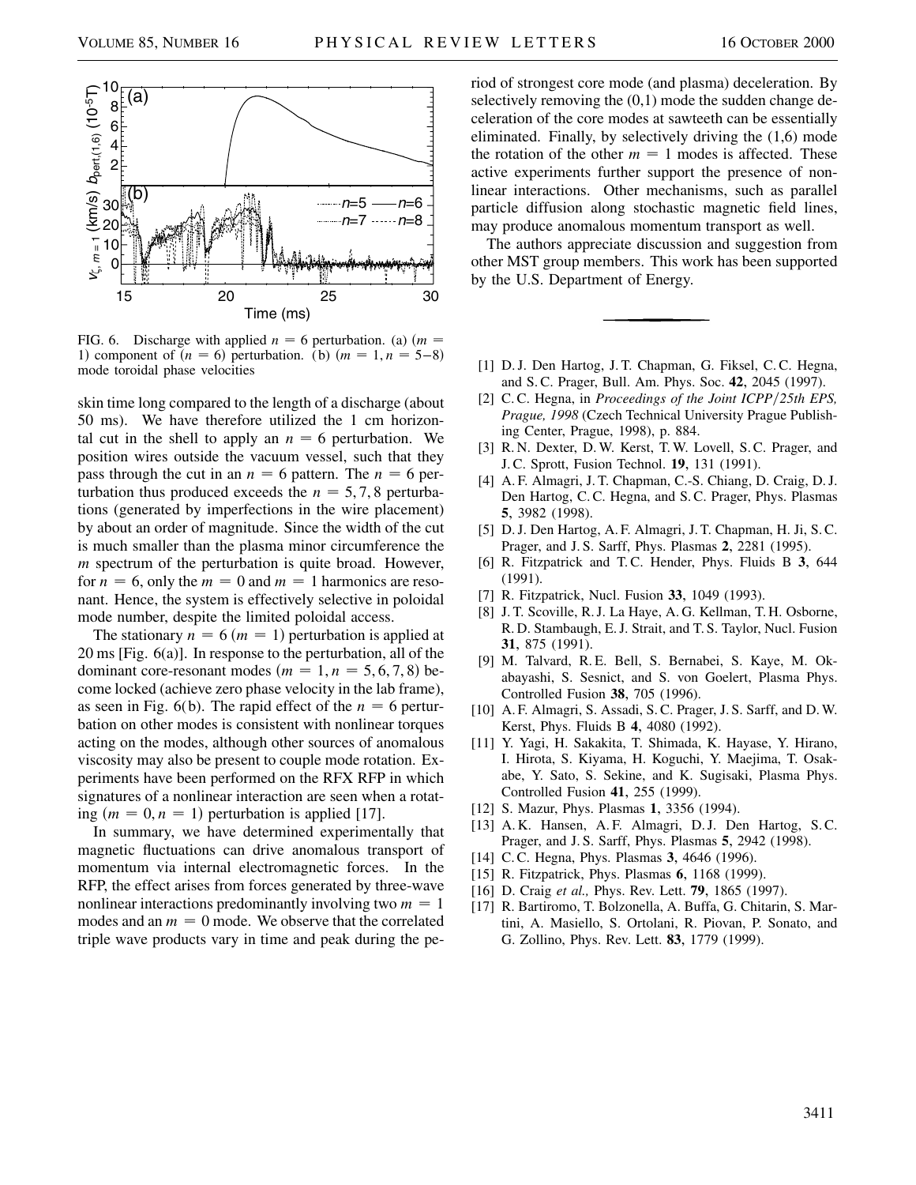10
8
6
4
2
(a)
$b_{pert,(1,6)}$ ($10^{-5}$T)

30
20
10
0
(b)
$v_{\zeta, m=1}$ (km/s)
n=5  n=6
n=7  n=8
15  20  25  30
Time (ms)

FIG. 6. Discharge with applied $n = 6$ perturbation. (a) ($m = 1$) component of ($n = 6$) perturbation. (b) ($m = 1, n = 5$–$8$) mode toroidal phase velocities

skin time long compared to the length of a discharge (about 50 ms). We have therefore utilized the 1 cm horizontal cut in the shell to apply an $n = 6$ perturbation. We position wires outside the vacuum vessel, such that they pass through the cut in an $n = 6$ pattern. The $n = 6$ perturbation thus produced exceeds the $n = 5, 7, 8$ perturbations (generated by imperfections in the wire placement) by about an order of magnitude. Since the width of the cut is much smaller than the plasma minor circumference the $m$ spectrum of the perturbation is quite broad. However, for $n = 6$, only the $m = 0$ and $m = 1$ harmonics are resonant. Hence, the system is effectively selective in poloidal mode number, despite the limited poloidal access.

The stationary $n = 6$ ($m = 1$) perturbation is applied at 20 ms [Fig. 6(a)]. In response to the perturbation, all of the dominant core-resonant modes ($m = 1, n = 5, 6, 7, 8$) become locked (achieve zero phase velocity in the lab frame), as seen in Fig. 6(b). The rapid effect of the $n = 6$ perturbation on other modes is consistent with nonlinear torques acting on the modes, although other sources of anomalous viscosity may also be present to couple mode rotation. Experiments have been performed on the RFX RFP in which signatures of a nonlinear interaction are seen when a rotating ($m = 0, n = 1$) perturbation is applied [17].

In summary, we have determined experimentally that magnetic fluctuations can drive anomalous transport of momentum via internal electromagnetic forces. In the RFP, the effect arises from forces generated by three-wave nonlinear interactions predominantly involving two $m = 1$ modes and an $m = 0$ mode. We observe that the correlated triple wave products vary in time and peak during the period of strongest core mode (and plasma) deceleration. By selectively removing the (0,1) mode the sudden change deceleration of the core modes at sawteeth can be essentially eliminated. Finally, by selectively driving the (1,6) mode the rotation of the other $m = 1$ modes is affected. These active experiments further support the presence of nonlinear interactions. Other mechanisms, such as parallel particle diffusion along stochastic magnetic field lines, may produce anomalous momentum transport as well.

The authors appreciate discussion and suggestion from other MST group members. This work has been supported by the U.S. Department of Energy.

---

[1] D. J. Den Hartog, J. T. Chapman, G. Fiksel, C. C. Hegna, and S. C. Prager, Bull. Am. Phys. Soc. **42**, 2045 (1997).

[2] C. C. Hegna, in *Proceedings of the Joint ICPP/25th EPS, Prague, 1998* (Czech Technical University Prague Publishing Center, Prague, 1998), p. 884.

[3] R. N. Dexter, D. W. Kerst, T. W. Lovell, S. C. Prager, and J. C. Sprott, Fusion Technol. **19**, 131 (1991).

[4] A. F. Almagri, J. T. Chapman, C.-S. Chiang, D. Craig, D. J. Den Hartog, C. C. Hegna, and S. C. Prager, Phys. Plasmas **5**, 3982 (1998).

[5] D. J. Den Hartog, A. F. Almagri, J. T. Chapman, H. Ji, S. C. Prager, and J. S. Sarff, Phys. Plasmas **2**, 2281 (1995).

[6] R. Fitzpatrick and T. C. Hender, Phys. Fluids B **3**, 644 (1991).

[7] R. Fitzpatrick, Nucl. Fusion **33**, 1049 (1993).

[8] J. T. Scoville, R. J. La Haye, A. G. Kellman, T. H. Osborne, R. D. Stambaugh, E. J. Strait, and T. S. Taylor, Nucl. Fusion **31**, 875 (1991).

[9] M. Talvard, R. E. Bell, S. Bernabei, S. Kaye, M. Okabayashi, S. Sesnict, and S. von Goelert, Plasma Phys. Controlled Fusion **38**, 705 (1996).

[10] A. F. Almagri, S. Assadi, S. C. Prager, J. S. Sarff, and D. W. Kerst, Phys. Fluids B **4**, 4080 (1992).

[11] Y. Yagi, H. Sakakita, T. Shimada, K. Hayase, Y. Hirano, I. Hirota, S. Kiyama, H. Koguchi, Y. Maejima, T. Osakabe, Y. Sato, S. Sekine, and K. Sugisaki, Plasma Phys. Controlled Fusion **41**, 255 (1999).

[12] S. Mazur, Phys. Plasmas **1**, 3356 (1994).

[13] A. K. Hansen, A. F. Almagri, D. J. Den Hartog, S. C. Prager, and J. S. Sarff, Phys. Plasmas **5**, 2942 (1998).

[14] C. C. Hegna, Phys. Plasmas **3**, 4646 (1996).

[15] R. Fitzpatrick, Phys. Plasmas **6**, 1168 (1999).

[16] D. Craig *et al.,* Phys. Rev. Lett. **79**, 1865 (1997).

[17] R. Bartiromo, T. Bolzonella, A. Buffa, G. Chitarin, S. Martini, A. Masiello, S. Ortolani, R. Piovan, P. Sonato, and G. Zollino, Phys. Rev. Lett. **83**, 1779 (1999).